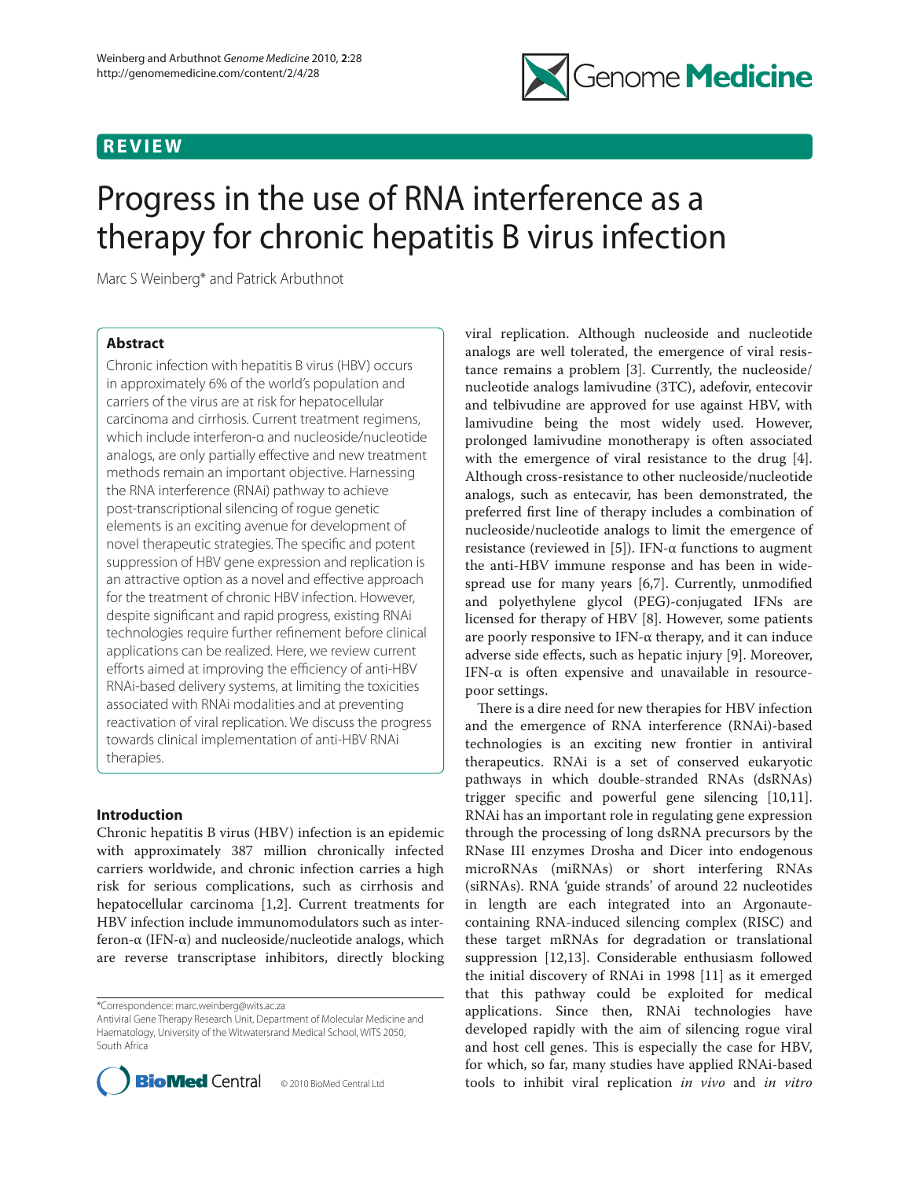REVIEW

# Progress in the use of RNA interference as a therapy for chronic hepatitis B virus infection

Marc S Weinberg* and Patrick Arbuthnot

## Abstract

Chronic infection with hepatitis B virus (HBV) occurs in approximately 6% of the world's population and carriers of the virus are at risk for hepatocellular carcinoma and cirrhosis. Current treatment regimens, which include interferon-α and nucleoside/nucleotide analogs, are only partially effective and new treatment methods remain an important objective. Harnessing the RNA interference (RNAi) pathway to achieve post-transcriptional silencing of rogue genetic elements is an exciting avenue for development of novel therapeutic strategies. The specific and potent suppression of HBV gene expression and replication is an attractive option as a novel and effective approach for the treatment of chronic HBV infection. However, despite significant and rapid progress, existing RNAi technologies require further refinement before clinical applications can be realized. Here, we review current efforts aimed at improving the efficiency of anti-HBV RNAi-based delivery systems, at limiting the toxicities associated with RNAi modalities and at preventing reactivation of viral replication. We discuss the progress towards clinical implementation of anti-HBV RNAi therapies.

## Introduction

Chronic hepatitis B virus (HBV) infection is an epidemic with approximately 387 million chronically infected carriers worldwide, and chronic infection carries a high risk for serious complications, such as cirrhosis and hepatocellular carcinoma [1,2]. Current treatments for HBV infection include immunomodulators such as interferon-α (IFN-α) and nucleoside/nucleotide analogs, which are reverse transcriptase inhibitors, directly blocking viral replication. Although nucleoside and nucleotide analogs are well tolerated, the emergence of viral resistance remains a problem [3]. Currently, the nucleoside/nucleotide analogs lamivudine (3TC), adefovir, entecovir and telbivudine are approved for use against HBV, with lamivudine being the most widely used. However, prolonged lamivudine monotherapy is often associated with the emergence of viral resistance to the drug [4]. Although cross-resistance to other nucleoside/nucleotide analogs, such as entecavir, has been demonstrated, the preferred first line of therapy includes a combination of nucleoside/nucleotide analogs to limit the emergence of resistance (reviewed in [5]). IFN-α functions to augment the anti-HBV immune response and has been in widespread use for many years [6,7]. Currently, unmodified and polyethylene glycol (PEG)-conjugated IFNs are licensed for therapy of HBV [8]. However, some patients are poorly responsive to IFN-α therapy, and it can induce adverse side effects, such as hepatic injury [9]. Moreover, IFN-α is often expensive and unavailable in resource-poor settings.

There is a dire need for new therapies for HBV infection and the emergence of RNA interference (RNAi)-based technologies is an exciting new frontier in antiviral therapeutics. RNAi is a set of conserved eukaryotic pathways in which double-stranded RNAs (dsRNAs) trigger specific and powerful gene silencing [10,11]. RNAi has an important role in regulating gene expression through the processing of long dsRNA precursors by the RNase III enzymes Drosha and Dicer into endogenous microRNAs (miRNAs) or short interfering RNAs (siRNAs). RNA 'guide strands' of around 22 nucleotides in length are each integrated into an Argonaute-containing RNA-induced silencing complex (RISC) and these target mRNAs for degradation or translational suppression [12,13]. Considerable enthusiasm followed the initial discovery of RNAi in 1998 [11] as it emerged that this pathway could be exploited for medical applications. Since then, RNAi technologies have developed rapidly with the aim of silencing rogue viral and host cell genes. This is especially the case for HBV, for which, so far, many studies have applied RNAi-based tools to inhibit viral replication *in vivo* and *in vitro*

*Correspondence: marc.weinberg@wits.ac.za
Antiviral Gene Therapy Research Unit, Department of Molecular Medicine and Haematology, University of the Witwatersrand Medical School, WITS 2050, South Africa

© 2010 BioMed Central Ltd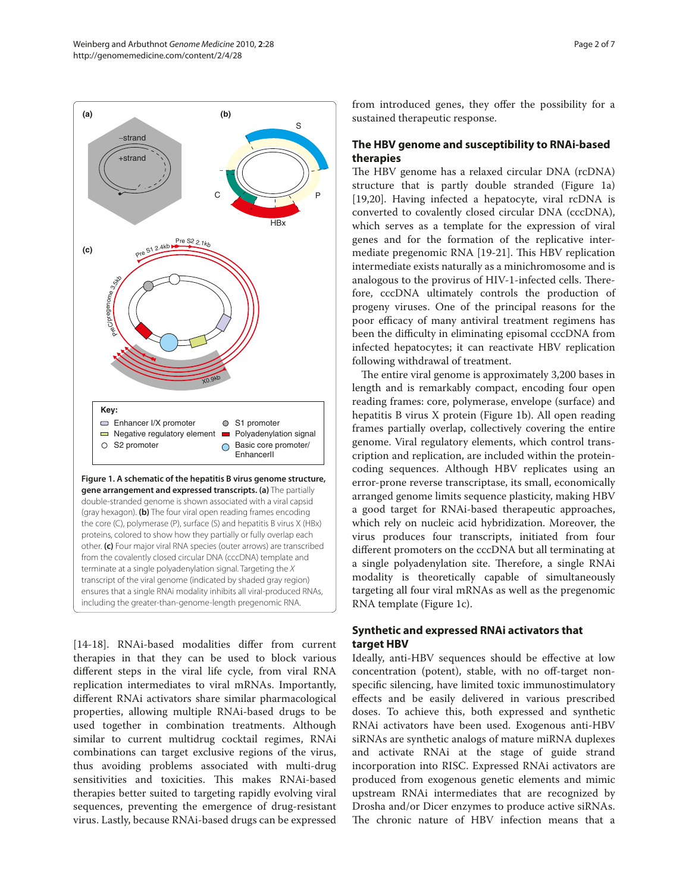**Figure 1. A schematic of the hepatitis B virus genome structure, gene arrangement and expressed transcripts. (a)** The partially double-stranded genome is shown associated with a viral capsid (gray hexagon). **(b)** The four viral open reading frames encoding the core (C), polymerase (P), surface (S) and hepatitis B virus X (HBx) proteins, colored to show how they partially or fully overlap each other. **(c)** Four major viral RNA species (outer arrows) are transcribed from the covalently closed circular DNA (cccDNA) template and terminate at a single polyadenylation signal. Targeting the *X* transcript of the viral genome (indicated by shaded gray region) ensures that a single RNAi modality inhibits all viral-produced RNAs, including the greater-than-genome-length pregenomic RNA.

[14-18]. RNAi-based modalities differ from current therapies in that they can be used to block various different steps in the viral life cycle, from viral RNA replication intermediates to viral mRNAs. Importantly, different RNAi activators share similar pharmacological properties, allowing multiple RNAi-based drugs to be used together in combination treatments. Although similar to current multidrug cocktail regimes, RNAi combinations can target exclusive regions of the virus, thus avoiding problems associated with multi-drug sensitivities and toxicities. This makes RNAi-based therapies better suited to targeting rapidly evolving viral sequences, preventing the emergence of drug-resistant virus. Lastly, because RNAi-based drugs can be expressed from introduced genes, they offer the possibility for a sustained therapeutic response.

## The HBV genome and susceptibility to RNAi-based therapies

The HBV genome has a relaxed circular DNA (rcDNA) structure that is partly double stranded (Figure 1a) [19,20]. Having infected a hepatocyte, viral rcDNA is converted to covalently closed circular DNA (cccDNA), which serves as a template for the expression of viral genes and for the formation of the replicative intermediate pregenomic RNA [19-21]. This HBV replication intermediate exists naturally as a minichromosome and is analogous to the provirus of HIV-1-infected cells. Therefore, cccDNA ultimately controls the production of progeny viruses. One of the principal reasons for the poor efficacy of many antiviral treatment regimens has been the difficulty in eliminating episomal cccDNA from infected hepatocytes; it can reactivate HBV replication following withdrawal of treatment.

The entire viral genome is approximately 3,200 bases in length and is remarkably compact, encoding four open reading frames: core, polymerase, envelope (surface) and hepatitis B virus X protein (Figure 1b). All open reading frames partially overlap, collectively covering the entire genome. Viral regulatory elements, which control transcription and replication, are included within the protein-coding sequences. Although HBV replicates using an error-prone reverse transcriptase, its small, economically arranged genome limits sequence plasticity, making HBV a good target for RNAi-based therapeutic approaches, which rely on nucleic acid hybridization. Moreover, the virus produces four transcripts, initiated from four different promoters on the cccDNA but all terminating at a single polyadenylation site. Therefore, a single RNAi modality is theoretically capable of simultaneously targeting all four viral mRNAs as well as the pregenomic RNA template (Figure 1c).

## Synthetic and expressed RNAi activators that target HBV

Ideally, anti-HBV sequences should be effective at low concentration (potent), stable, with no off-target nonspecific silencing, have limited toxic immunostimulatory effects and be easily delivered in various prescribed doses. To achieve this, both expressed and synthetic RNAi activators have been used. Exogenous anti-HBV siRNAs are synthetic analogs of mature miRNA duplexes and activate RNAi at the stage of guide strand incorporation into RISC. Expressed RNAi activators are produced from exogenous genetic elements and mimic upstream RNAi intermediates that are recognized by Drosha and/or Dicer enzymes to produce active siRNAs. The chronic nature of HBV infection means that a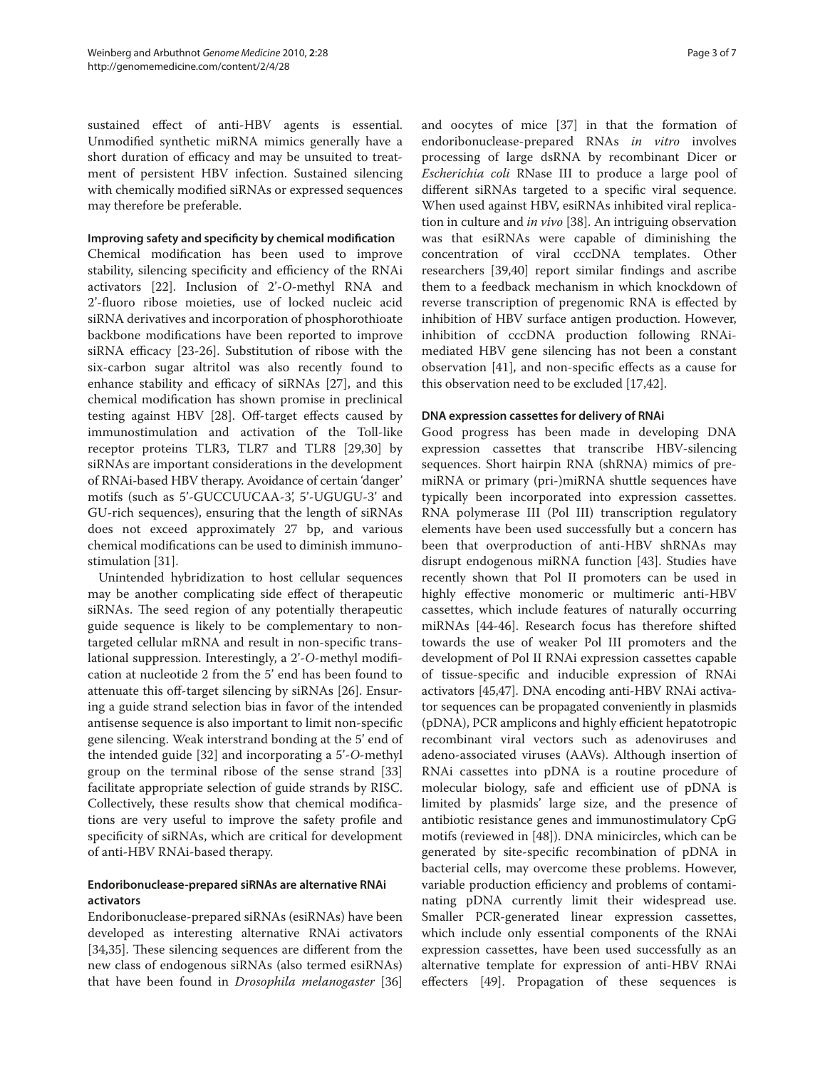sustained effect of anti-HBV agents is essential. Unmodified synthetic miRNA mimics generally have a short duration of efficacy and may be unsuited to treatment of persistent HBV infection. Sustained silencing with chemically modified siRNAs or expressed sequences may therefore be preferable.

### Improving safety and specificity by chemical modification

Chemical modification has been used to improve stability, silencing specificity and efficiency of the RNAi activators [22]. Inclusion of 2'-*O*-methyl RNA and 2'-fluoro ribose moieties, use of locked nucleic acid siRNA derivatives and incorporation of phosphorothioate backbone modifications have been reported to improve siRNA efficacy [23-26]. Substitution of ribose with the six-carbon sugar altritol was also recently found to enhance stability and efficacy of siRNAs [27], and this chemical modification has shown promise in preclinical testing against HBV [28]. Off-target effects caused by immunostimulation and activation of the Toll-like receptor proteins TLR3, TLR7 and TLR8 [29,30] by siRNAs are important considerations in the development of RNAi-based HBV therapy. Avoidance of certain 'danger' motifs (such as 5'-GUCCUUCAA-3', 5'-UGUGU-3' and GU-rich sequences), ensuring that the length of siRNAs does not exceed approximately 27 bp, and various chemical modifications can be used to diminish immunostimulation [31].

Unintended hybridization to host cellular sequences may be another complicating side effect of therapeutic siRNAs. The seed region of any potentially therapeutic guide sequence is likely to be complementary to non-targeted cellular mRNA and result in non-specific translational suppression. Interestingly, a 2'-*O*-methyl modification at nucleotide 2 from the 5' end has been found to attenuate this off-target silencing by siRNAs [26]. Ensuring a guide strand selection bias in favor of the intended antisense sequence is also important to limit non-specific gene silencing. Weak interstrand bonding at the 5' end of the intended guide [32] and incorporating a 5'-*O*-methyl group on the terminal ribose of the sense strand [33] facilitate appropriate selection of guide strands by RISC. Collectively, these results show that chemical modifications are very useful to improve the safety profile and specificity of siRNAs, which are critical for development of anti-HBV RNAi-based therapy.

### Endoribonuclease-prepared siRNAs are alternative RNAi activators

Endoribonuclease-prepared siRNAs (esiRNAs) have been developed as interesting alternative RNAi activators [34,35]. These silencing sequences are different from the new class of endogenous siRNAs (also termed esiRNAs) that have been found in *Drosophila melanogaster* [36] and oocytes of mice [37] in that the formation of endoribonuclease-prepared RNAs *in vitro* involves processing of large dsRNA by recombinant Dicer or *Escherichia coli* RNase III to produce a large pool of different siRNAs targeted to a specific viral sequence. When used against HBV, esiRNAs inhibited viral replication in culture and *in vivo* [38]. An intriguing observation was that esiRNAs were capable of diminishing the concentration of viral cccDNA templates. Other researchers [39,40] report similar findings and ascribe them to a feedback mechanism in which knockdown of reverse transcription of pregenomic RNA is effected by inhibition of HBV surface antigen production. However, inhibition of cccDNA production following RNAi-mediated HBV gene silencing has not been a constant observation [41], and non-specific effects as a cause for this observation need to be excluded [17,42].

### DNA expression cassettes for delivery of RNAi

Good progress has been made in developing DNA expression cassettes that transcribe HBV-silencing sequences. Short hairpin RNA (shRNA) mimics of pre-miRNA or primary (pri-)miRNA shuttle sequences have typically been incorporated into expression cassettes. RNA polymerase III (Pol III) transcription regulatory elements have been used successfully but a concern has been that overproduction of anti-HBV shRNAs may disrupt endogenous miRNA function [43]. Studies have recently shown that Pol II promoters can be used in highly effective monomeric or multimeric anti-HBV cassettes, which include features of naturally occurring miRNAs [44-46]. Research focus has therefore shifted towards the use of weaker Pol III promoters and the development of Pol II RNAi expression cassettes capable of tissue-specific and inducible expression of RNAi activators [45,47]. DNA encoding anti-HBV RNAi activator sequences can be propagated conveniently in plasmids (pDNA), PCR amplicons and highly efficient hepatotropic recombinant viral vectors such as adenoviruses and adeno-associated viruses (AAVs). Although insertion of RNAi cassettes into pDNA is a routine procedure of molecular biology, safe and efficient use of pDNA is limited by plasmids' large size, and the presence of antibiotic resistance genes and immunostimulatory CpG motifs (reviewed in [48]). DNA minicircles, which can be generated by site-specific recombination of pDNA in bacterial cells, may overcome these problems. However, variable production efficiency and problems of contaminating pDNA currently limit their widespread use. Smaller PCR-generated linear expression cassettes, which include only essential components of the RNAi expression cassettes, have been used successfully as an alternative template for expression of anti-HBV RNAi effecters [49]. Propagation of these sequences is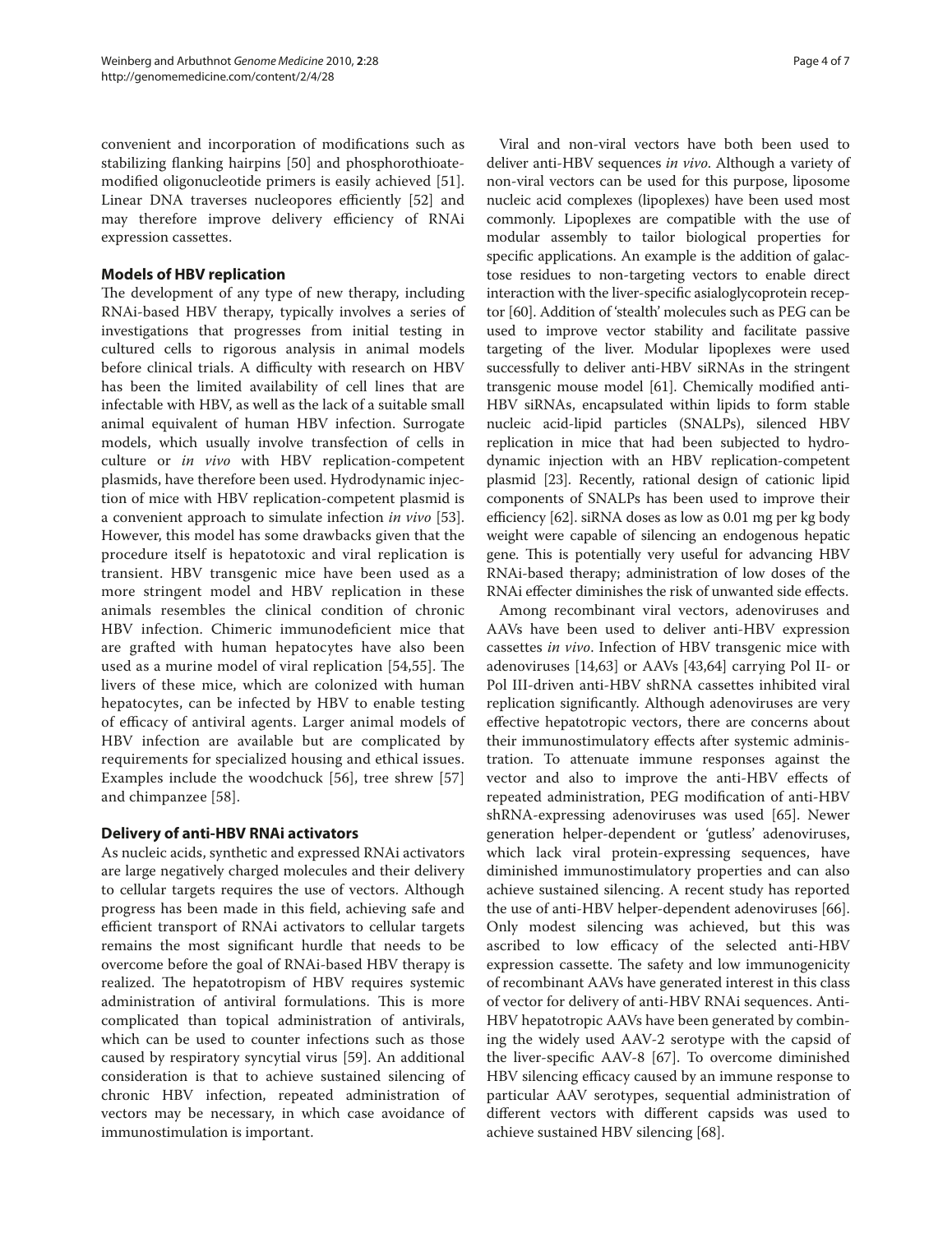convenient and incorporation of modifications such as stabilizing flanking hairpins [50] and phosphorothioate-modified oligonucleotide primers is easily achieved [51]. Linear DNA traverses nucleopores efficiently [52] and may therefore improve delivery efficiency of RNAi expression cassettes.

## Models of HBV replication

The development of any type of new therapy, including RNAi-based HBV therapy, typically involves a series of investigations that progresses from initial testing in cultured cells to rigorous analysis in animal models before clinical trials. A difficulty with research on HBV has been the limited availability of cell lines that are infectable with HBV, as well as the lack of a suitable small animal equivalent of human HBV infection. Surrogate models, which usually involve transfection of cells in culture or *in vivo* with HBV replication-competent plasmids, have therefore been used. Hydrodynamic injection of mice with HBV replication-competent plasmid is a convenient approach to simulate infection *in vivo* [53]. However, this model has some drawbacks given that the procedure itself is hepatotoxic and viral replication is transient. HBV transgenic mice have been used as a more stringent model and HBV replication in these animals resembles the clinical condition of chronic HBV infection. Chimeric immunodeficient mice that are grafted with human hepatocytes have also been used as a murine model of viral replication [54,55]. The livers of these mice, which are colonized with human hepatocytes, can be infected by HBV to enable testing of efficacy of antiviral agents. Larger animal models of HBV infection are available but are complicated by requirements for specialized housing and ethical issues. Examples include the woodchuck [56], tree shrew [57] and chimpanzee [58].

## Delivery of anti-HBV RNAi activators

As nucleic acids, synthetic and expressed RNAi activators are large negatively charged molecules and their delivery to cellular targets requires the use of vectors. Although progress has been made in this field, achieving safe and efficient transport of RNAi activators to cellular targets remains the most significant hurdle that needs to be overcome before the goal of RNAi-based HBV therapy is realized. The hepatotropism of HBV requires systemic administration of antiviral formulations. This is more complicated than topical administration of antivirals, which can be used to counter infections such as those caused by respiratory syncytial virus [59]. An additional consideration is that to achieve sustained silencing of chronic HBV infection, repeated administration of vectors may be necessary, in which case avoidance of immunostimulation is important.

Viral and non-viral vectors have both been used to deliver anti-HBV sequences *in vivo*. Although a variety of non-viral vectors can be used for this purpose, liposome nucleic acid complexes (lipoplexes) have been used most commonly. Lipoplexes are compatible with the use of modular assembly to tailor biological properties for specific applications. An example is the addition of galactose residues to non-targeting vectors to enable direct interaction with the liver-specific asialoglycoprotein receptor [60]. Addition of 'stealth' molecules such as PEG can be used to improve vector stability and facilitate passive targeting of the liver. Modular lipoplexes were used successfully to deliver anti-HBV siRNAs in the stringent transgenic mouse model [61]. Chemically modified anti-HBV siRNAs, encapsulated within lipids to form stable nucleic acid-lipid particles (SNALPs), silenced HBV replication in mice that had been subjected to hydrodynamic injection with an HBV replication-competent plasmid [23]. Recently, rational design of cationic lipid components of SNALPs has been used to improve their efficiency [62]. siRNA doses as low as 0.01 mg per kg body weight were capable of silencing an endogenous hepatic gene. This is potentially very useful for advancing HBV RNAi-based therapy; administration of low doses of the RNAi effecter diminishes the risk of unwanted side effects.

Among recombinant viral vectors, adenoviruses and AAVs have been used to deliver anti-HBV expression cassettes *in vivo*. Infection of HBV transgenic mice with adenoviruses [14,63] or AAVs [43,64] carrying Pol II- or Pol III-driven anti-HBV shRNA cassettes inhibited viral replication significantly. Although adenoviruses are very effective hepatotropic vectors, there are concerns about their immunostimulatory effects after systemic administration. To attenuate immune responses against the vector and also to improve the anti-HBV effects of repeated administration, PEG modification of anti-HBV shRNA-expressing adenoviruses was used [65]. Newer generation helper-dependent or 'gutless' adenoviruses, which lack viral protein-expressing sequences, have diminished immunostimulatory properties and can also achieve sustained silencing. A recent study has reported the use of anti-HBV helper-dependent adenoviruses [66]. Only modest silencing was achieved, but this was ascribed to low efficacy of the selected anti-HBV expression cassette. The safety and low immunogenicity of recombinant AAVs have generated interest in this class of vector for delivery of anti-HBV RNAi sequences. Anti-HBV hepatotropic AAVs have been generated by combining the widely used AAV-2 serotype with the capsid of the liver-specific AAV-8 [67]. To overcome diminished HBV silencing efficacy caused by an immune response to particular AAV serotypes, sequential administration of different vectors with different capsids was used to achieve sustained HBV silencing [68].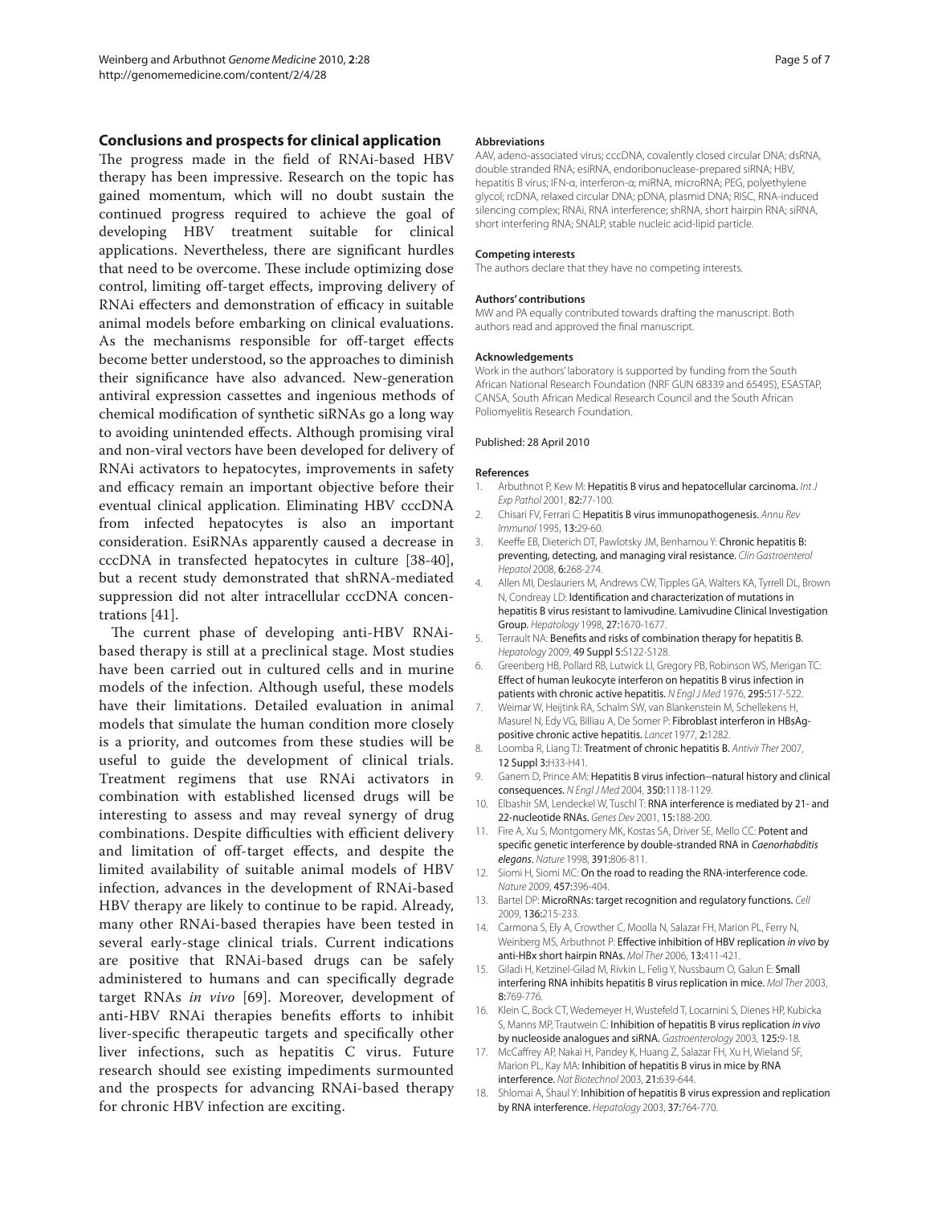## Conclusions and prospects for clinical application

The progress made in the field of RNAi-based HBV therapy has been impressive. Research on the topic has gained momentum, which will no doubt sustain the continued progress required to achieve the goal of developing HBV treatment suitable for clinical applications. Nevertheless, there are significant hurdles that need to be overcome. These include optimizing dose control, limiting off-target effects, improving delivery of RNAi effecters and demonstration of efficacy in suitable animal models before embarking on clinical evaluations. As the mechanisms responsible for off-target effects become better understood, so the approaches to diminish their significance have also advanced. New-generation antiviral expression cassettes and ingenious methods of chemical modification of synthetic siRNAs go a long way to avoiding unintended effects. Although promising viral and non-viral vectors have been developed for delivery of RNAi activators to hepatocytes, improvements in safety and efficacy remain an important objective before their eventual clinical application. Eliminating HBV cccDNA from infected hepatocytes is also an important consideration. EsiRNAs apparently caused a decrease in cccDNA in transfected hepatocytes in culture [38-40], but a recent study demonstrated that shRNA-mediated suppression did not alter intracellular cccDNA concentrations [41].

The current phase of developing anti-HBV RNAi-based therapy is still at a preclinical stage. Most studies have been carried out in cultured cells and in murine models of the infection. Although useful, these models have their limitations. Detailed evaluation in animal models that simulate the human condition more closely is a priority, and outcomes from these studies will be useful to guide the development of clinical trials. Treatment regimens that use RNAi activators in combination with established licensed drugs will be interesting to assess and may reveal synergy of drug combinations. Despite difficulties with efficient delivery and limitation of off-target effects, and despite the limited availability of suitable animal models of HBV infection, advances in the development of RNAi-based HBV therapy are likely to continue to be rapid. Already, many other RNAi-based therapies have been tested in several early-stage clinical trials. Current indications are positive that RNAi-based drugs can be safely administered to humans and can specifically degrade target RNAs *in vivo* [69]. Moreover, development of anti-HBV RNAi therapies benefits efforts to inhibit liver-specific therapeutic targets and specifically other liver infections, such as hepatitis C virus. Future research should see existing impediments surmounted and the prospects for advancing RNAi-based therapy for chronic HBV infection are exciting.

#### Abbreviations

AAV, adeno-associated virus; cccDNA, covalently closed circular DNA; dsRNA, double stranded RNA; esiRNA, endoribonuclease-prepared siRNA; HBV, hepatitis B virus; IFN-α, interferon-α; miRNA, microRNA; PEG, polyethylene glycol; rcDNA, relaxed circular DNA; pDNA, plasmid DNA; RISC, RNA-induced silencing complex; RNAi, RNA interference; shRNA, short hairpin RNA; siRNA, short interfering RNA; SNALP, stable nucleic acid-lipid particle.

#### Competing interests

The authors declare that they have no competing interests.

#### Authors' contributions

MW and PA equally contributed towards drafting the manuscript. Both authors read and approved the final manuscript.

#### Acknowledgements

Work in the authors' laboratory is supported by funding from the South African National Research Foundation (NRF GUN 68339 and 65495), ESASTAP, CANSA, South African Medical Research Council and the South African Poliomyelitis Research Foundation.

Published: 28 April 2010

#### References

1. Arbuthnot P, Kew M: **Hepatitis B virus and hepatocellular carcinoma.** *Int J Exp Pathol* 2001, **82:**77-100.
2. Chisari FV, Ferrari C: **Hepatitis B virus immunopathogenesis.** *Annu Rev Immunol* 1995, **13:**29-60.
3. Keeffe EB, Dieterich DT, Pawlotsky JM, Benhamou Y: **Chronic hepatitis B: preventing, detecting, and managing viral resistance.** *Clin Gastroenterol Hepatol* 2008, **6:**268-274.
4. Allen MI, Deslauriers M, Andrews CW, Tipples GA, Walters KA, Tyrrell DL, Brown N, Condreay LD: **Identification and characterization of mutations in hepatitis B virus resistant to lamivudine. Lamivudine Clinical Investigation Group.** *Hepatology* 1998, **27:**1670-1677.
5. Terrault NA: **Benefits and risks of combination therapy for hepatitis B.** *Hepatology* 2009, **49 Suppl 5:**S122-S128.
6. Greenberg HB, Pollard RB, Lutwick LI, Gregory PB, Robinson WS, Merigan TC: **Effect of human leukocyte interferon on hepatitis B virus infection in patients with chronic active hepatitis.** *N Engl J Med* 1976, **295:**517-522.
7. Weimar W, Heijtink RA, Schalm SW, van Blankenstein M, Schellekens H, Masurel N, Edy VG, Billiau A, De Somer P: **Fibroblast interferon in HBsAg-positive chronic active hepatitis.** *Lancet* 1977, **2:**1282.
8. Loomba R, Liang TJ: **Treatment of chronic hepatitis B.** *Antivir Ther* 2007, **12 Suppl 3:**H33-H41.
9. Ganem D, Prince AM: **Hepatitis B virus infection--natural history and clinical consequences.** *N Engl J Med* 2004, **350:**1118-1129.
10. Elbashir SM, Lendeckel W, Tuschl T: **RNA interference is mediated by 21- and 22-nucleotide RNAs.** *Genes Dev* 2001, **15:**188-200.
11. Fire A, Xu S, Montgomery MK, Kostas SA, Driver SE, Mello CC: **Potent and specific genetic interference by double-stranded RNA in *Caenorhabditis elegans*.** *Nature* 1998, **391:**806-811.
12. Siomi H, Siomi MC: **On the road to reading the RNA-interference code.** *Nature* 2009, **457:**396-404.
13. Bartel DP: **MicroRNAs: target recognition and regulatory functions.** *Cell* 2009, **136:**215-233.
14. Carmona S, Ely A, Crowther C, Moolla N, Salazar FH, Marion PL, Ferry N, Weinberg MS, Arbuthnot P: **Effective inhibition of HBV replication *in vivo* by anti-HBx short hairpin RNAs.** *Mol Ther* 2006, **13:**411-421.
15. Giladi H, Ketzinel-Gilad M, Rivkin L, Felig Y, Nussbaum O, Galun E: **Small interfering RNA inhibits hepatitis B virus replication in mice.** *Mol Ther* 2003, **8:**769-776.
16. Klein C, Bock CT, Wedemeyer H, Wustefeld T, Locarnini S, Dienes HP, Kubicka S, Manns MP, Trautwein C: **Inhibition of hepatitis B virus replication *in vivo* by nucleoside analogues and siRNA.** *Gastroenterology* 2003, **125:**9-18.
17. McCaffrey AP, Nakai H, Pandey K, Huang Z, Salazar FH, Xu H, Wieland SF, Marion PL, Kay MA: **Inhibition of hepatitis B virus in mice by RNA interference.** *Nat Biotechnol* 2003, **21:**639-644.
18. Shlomai A, Shaul Y: **Inhibition of hepatitis B virus expression and replication by RNA interference.** *Hepatology* 2003, **37:**764-770.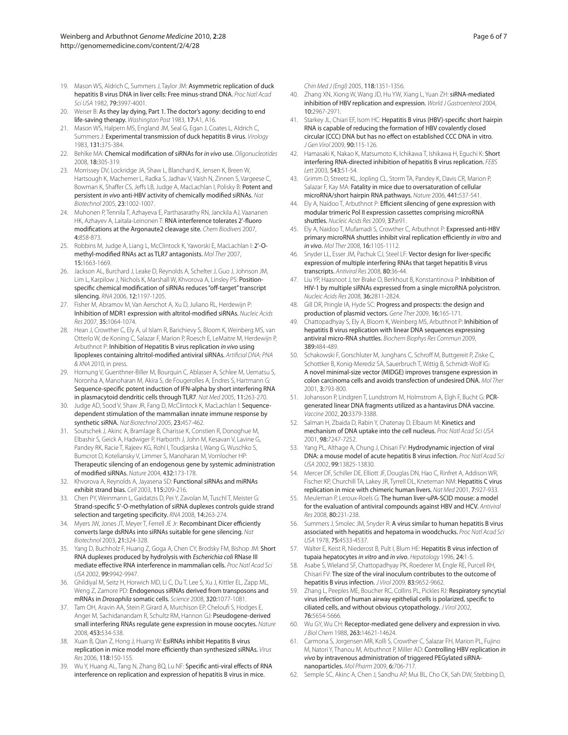19. Mason WS, Aldrich C, Summers J, Taylor JM: **Asymmetric replication of duck hepatitis B virus DNA in liver cells: Free minus-strand DNA.** *Proc Natl Acad Sci USA* 1982, **79:**3997-4001.
20. Weiser B: **As they lay dying, Part 1. The doctor's agony: deciding to end life-saving therapy.** *Washington Post* 1983, **17:**A1, A16.
21. Mason WS, Halpern MS, England JM, Seal G, Egan J, Coates L, Aldrich C, Summers J: **Experimental transmission of duck hepatitis B virus.** *Virology* 1983, **131:**375-384.
22. Behlke MA: **Chemical modification of siRNAs for *in vivo* use.** *Oligonucleotides* 2008, **18:**305-319.
23. Morrissey DV, Lockridge JA, Shaw L, Blanchard K, Jensen K, Breen W, Hartsough K, Machemer L, Radka S, Jadhav V, Vaish N, Zinnen S, Vargeese C, Bowman K, Shaffer CS, Jeffs LB, Judge A, MacLachlan I, Polisky B: **Potent and persistent *in vivo* anti-HBV activity of chemically modified siRNAs.** *Nat Biotechnol* 2005, **23:**1002-1007.
24. Muhonen P, Tennila T, Azhayeva E, Parthasarathy RN, Janckila AJ, Vaananen HK, Azhayev A, Laitala-Leinonen T: **RNA interference tolerates 2'-fluoro modifications at the Argonaute2 cleavage site.** *Chem Biodivers* 2007, **4:**858-873.
25. Robbins M, Judge A, Liang L, McClintock K, Yaworski E, MacLachlan I: **2'-O-methyl-modified RNAs act as TLR7 antagonists.** *Mol Ther* 2007, **15:**1663-1669.
26. Jackson AL, Burchard J, Leake D, Reynolds A, Schelter J, Guo J, Johnson JM, Lim L, Karpilow J, Nichols K, Marshall W, Khvorova A, Linsley PS: **Position-specific chemical modification of siRNAs reduces "off-target" transcript silencing.** *RNA* 2006, **12:**1197-1205.
27. Fisher M, Abramov M, Van Aerschot A, Xu D, Juliano RL, Herdewijn P: **Inhibition of MDR1 expression with altritol-modified siRNAs.** *Nucleic Acids Res* 2007, **35:**1064-1074.
28. Hean J, Crowther C, Ely A, ul Islam R, Barichievy S, Bloom K, Weinberg MS, van Otterlo W, de Koning C, Salazar F, Marion P, Roesch E, LeMaitre M, Herdewijn P, Arbuthnot P: **Inhibition of Hepatitis B virus replication *in vivo* using lipoplexes containing altritol-modified antiviral siRNAs.** *Artificial DNA: PNA & XNA* 2010, in press.
29. Hornung V, Guenthner-Biller M, Bourquin C, Ablasser A, Schlee M, Uematsu S, Noronha A, Manoharan M, Akira S, de Fougerolles A, Endres S, Hartmann G: **Sequence-specific potent induction of IFN-alpha by short interfering RNA in plasmacytoid dendritic cells through TLR7.** *Nat Med* 2005, **11:**263-270.
30. Judge AD, Sood V, Shaw JR, Fang D, McClintock K, MacLachlan I: **Sequence-dependent stimulation of the mammalian innate immune response by synthetic siRNA.** *Nat Biotechnol* 2005, **23:**457-462.
31. Soutschek J, Akinc A, Bramlage B, Charisse K, Constien R, Donoghue M, Elbashir S, Geick A, Hadwiger P, Harborth J, John M, Kesavan V, Lavine G, Pandey RK, Racie T, Rajeev KG, Rohl I, Toudjarska I, Wang G, Wuschko S, Bumcrot D, Koteliansky V, Limmer S, Manoharan M, Vornlocher HP: **Therapeutic silencing of an endogenous gene by systemic administration of modified siRNAs.** *Nature* 2004, **432:**173-178.
32. Khvorova A, Reynolds A, Jayasena SD: **Functional siRNAs and miRNAs exhibit strand bias.** *Cell* 2003, **115:**209-216.
33. Chen PY, Weinmann L, Gaidatzis D, Pei Y, Zavolan M, Tuschl T, Meister G: **Strand-specific 5'-O-methylation of siRNA duplexes controls guide strand selection and targeting specificity.** *RNA* 2008, **14:**263-274.
34. Myers JW, Jones JT, Meyer T, Ferrell JE Jr: **Recombinant Dicer efficiently converts large dsRNAs into siRNAs suitable for gene silencing.** *Nat Biotechnol* 2003, **21:**324-328.
35. Yang D, Buchholz F, Huang Z, Goga A, Chen CY, Brodsky FM, Bishop JM: **Short RNA duplexes produced by hydrolysis with *Escherichia coli* RNase III mediate effective RNA interference in mammalian cells.** *Proc Natl Acad Sci USA* 2002, **99:**9942-9947.
36. Ghildiyal M, Seitz H, Horwich MD, Li C, Du T, Lee S, Xu J, Kittler EL, Zapp ML, Weng Z, Zamore PD: **Endogenous siRNAs derived from transposons and mRNAs in *Drosophila* somatic cells.** *Science* 2008, **320:**1077-1081.
37. Tam OH, Aravin AA, Stein P, Girard A, Murchison EP, Cheloufi S, Hodges E, Anger M, Sachidanandam R, Schultz RM, Hannon GJ: **Pseudogene-derived small interfering RNAs regulate gene expression in mouse oocytes.** *Nature* 2008, **453:**534-538.
38. Xuan B, Qian Z, Hong J, Huang W: **EsiRNAs inhibit Hepatitis B virus replication in mice model more efficiently than synthesized siRNAs.** *Virus Res* 2006, **118:**150-155.
39. Wu Y, Huang AL, Tang N, Zhang BQ, Lu NF: **Specific anti-viral effects of RNA interference on replication and expression of hepatitis B virus in mice.** *Chin Med J (Engl)* 2005, **118:**1351-1356.
40. Zhang XN, Xiong W, Wang JD, Hu YW, Xiang L, Yuan ZH: **siRNA-mediated inhibition of HBV replication and expression.** *World J Gastroenterol* 2004, **10:**2967-2971.
41. Starkey JL, Chiari EF, Isom HC: **Hepatitis B virus (HBV)-specific short hairpin RNA is capable of reducing the formation of HBV covalently closed circular (CCC) DNA but has no effect on established CCC DNA in vitro.** *J Gen Virol* 2009, **90:**115-126.
42. Hamasaki K, Nakao K, Matsumoto K, Ichikawa T, Ishikawa H, Eguchi K: **Short interfering RNA-directed inhibition of hepatitis B virus replication.** *FEBS Lett* 2003, **543:**51-54.
43. Grimm D, Streetz KL, Jopling CL, Storm TA, Pandey K, Davis CR, Marion P, Salazar F, Kay MA: **Fatality in mice due to oversaturation of cellular microRNA/short hairpin RNA pathways.** *Nature* 2006, **441:**537-541.
44. Ely A, Naidoo T, Arbuthnot P: **Efficient silencing of gene expression with modular trimeric Pol II expression cassettes comprising microRNA shuttles.** *Nucleic Acids Res* 2009, **37:**e91.
45. Ely A, Naidoo T, Mufamadi S, Crowther C, Arbuthnot P: **Expressed anti-HBV primary microRNA shuttles inhibit viral replication efficiently *in vitro* and *in vivo*.** *Mol Ther* 2008, **16:**1105-1112.
46. Snyder LL, Esser JM, Pachuk CJ, Steel LF: **Vector design for liver-specific expression of multiple interfering RNAs that target hepatitis B virus transcripts.** *Antiviral Res* 2008, **80:**36-44.
47. Liu YP, Haasnoot J, ter Brake O, Berkhout B, Konstantinova P: **Inhibition of HIV-1 by multiple siRNAs expressed from a single microRNA polycistron.** *Nucleic Acids Res* 2008, **36:**2811-2824.
48. Gill DR, Pringle IA, Hyde SC: **Progress and prospects: the design and production of plasmid vectors.** *Gene Ther* 2009, **16:**165-171.
49. Chattopadhyay S, Ely A, Bloom K, Weinberg MS, Arbuthnot P: **Inhibition of hepatitis B virus replication with linear DNA sequences expressing antiviral micro-RNA shuttles.** *Biochem Biophys Res Commun* 2009, **389:**484-489.
50. Schakowski F, Gorschluter M, Junghans C, Schroff M, Buttgereit P, Ziske C, Schottker B, Konig-Merediz SA, Sauerbruch T, Wittig B, Schmidt-Wolf IG: **A novel minimal-size vector (MIDGE) improves transgene expression in colon carcinoma cells and avoids transfection of undesired DNA.** *Mol Ther* 2001, **3:**793-800.
51. Johansson P, Lindgren T, Lundstrom M, Holmstrom A, Elgh F, Bucht G: **PCR-generated linear DNA fragments utilized as a hantavirus DNA vaccine.** *Vaccine* 2002, **20:**3379-3388.
52. Salman H, Zbaida D, Rabin Y, Chatenay D, Elbaum M: **Kinetics and mechanism of DNA uptake into the cell nucleus.** *Proc Natl Acad Sci USA* 2001, **98:**7247-7252.
53. Yang PL, Althage A, Chung J, Chisari FV: **Hydrodynamic injection of viral DNA: a mouse model of acute hepatitis B virus infection.** *Proc Natl Acad Sci USA* 2002, **99:**13825-13830.
54. Mercer DF, Schiller DE, Elliott JF, Douglas DN, Hao C, Rinfret A, Addison WR, Fischer KP, Churchill TA, Lakey JR, Tyrrell DL, Kneteman NM: **Hepatitis C virus replication in mice with chimeric human livers.** *Nat Med* 2001, **7:**927-933.
55. Meuleman P, Leroux-Roels G: **The human liver-uPA-SCID mouse: a model for the evaluation of antiviral compounds against HBV and HCV.** *Antiviral Res* 2008, **80:**231-238.
56. Summers J, Smolec JM, Snyder R: **A virus similar to human hepatitis B virus associated with hepatitis and hepatoma in woodchucks.** *Proc Natl Acad Sci USA* 1978, **75:**4533-4537.
57. Walter E, Keist R, Niederost B, Pult I, Blum HE: **Hepatitis B virus infection of tupaia hepatocytes *in vitro* and *in vivo*.** *Hepatology* 1996, **24:**1-5.
58. Asabe S, Wieland SF, Chattopadhyay PK, Roederer M, Engle RE, Purcell RH, Chisari FV: **The size of the viral inoculum contributes to the outcome of hepatitis B virus infection.** *J Virol* 2009, **83:**9652-9662.
59. Zhang L, Peeples ME, Boucher RC, Collins PL, Pickles RJ: **Respiratory syncytial virus infection of human airway epithelial cells is polarized, specific to ciliated cells, and without obvious cytopathology.** *J Virol* 2002, **76:**5654-5666.
60. Wu GY, Wu CH: **Receptor-mediated gene delivery and expression in vivo.** *J Biol Chem* 1988, **263:**14621-14624.
61. Carmona S, Jorgensen MR, Kolli S, Crowther C, Salazar FH, Marion PL, Fujino M, Natori Y, Thanou M, Arbuthnot P, Miller AD: **Controlling HBV replication *in vivo* by intravenous administration of triggered PEGylated siRNA-nanoparticles.** *Mol Pharm* 2009, **6:**706-717.
62. Semple SC, Akinc A, Chen J, Sandhu AP, Mui BL, Cho CK, Sah DW, Stebbing D,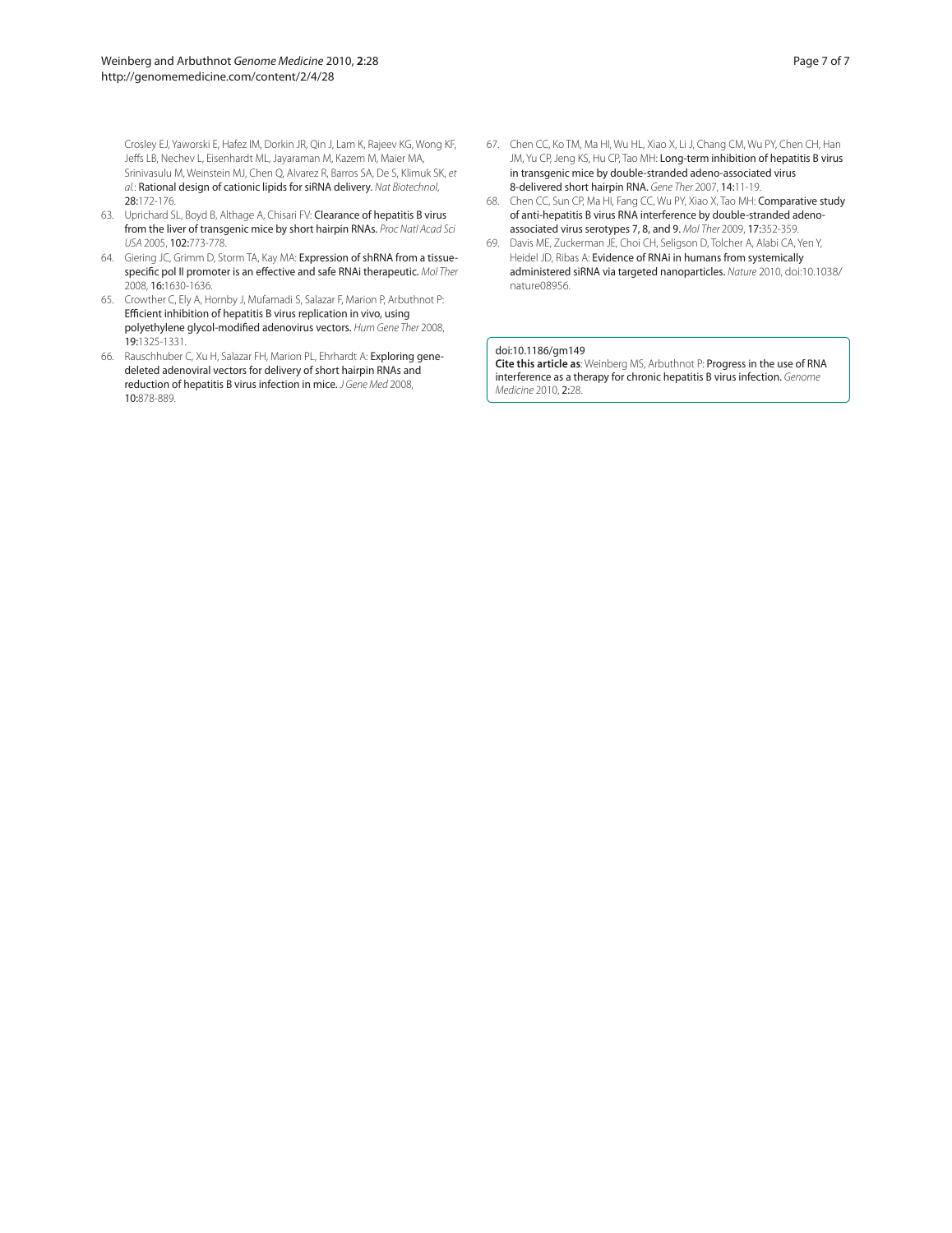Crosley EJ, Yaworski E, Hafez IM, Dorkin JR, Qin J, Lam K, Rajeev KG, Wong KF, Jeffs LB, Nechev L, Eisenhardt ML, Jayaraman M, Kazem M, Maier MA, Srinivasulu M, Weinstein MJ, Chen Q, Alvarez R, Barros SA, De S, Klimuk SK, *et al.*: **Rational design of cationic lipids for siRNA delivery.** *Nat Biotechnol*, **28:**172-176.

63. Uprichard SL, Boyd B, Althage A, Chisari FV: **Clearance of hepatitis B virus from the liver of transgenic mice by short hairpin RNAs.** *Proc Natl Acad Sci USA* 2005, **102:**773-778.
64. Giering JC, Grimm D, Storm TA, Kay MA: **Expression of shRNA from a tissue-specific pol II promoter is an effective and safe RNAi therapeutic.** *Mol Ther* 2008, **16:**1630-1636.
65. Crowther C, Ely A, Hornby J, Mufamadi S, Salazar F, Marion P, Arbuthnot P: **Efficient inhibition of hepatitis B virus replication in vivo, using polyethylene glycol-modified adenovirus vectors.** *Hum Gene Ther* 2008, **19:**1325-1331.
66. Rauschhuber C, Xu H, Salazar FH, Marion PL, Ehrhardt A: **Exploring gene-deleted adenoviral vectors for delivery of short hairpin RNAs and reduction of hepatitis B virus infection in mice.** *J Gene Med* 2008, **10:**878-889.
67. Chen CC, Ko TM, Ma HI, Wu HL, Xiao X, Li J, Chang CM, Wu PY, Chen CH, Han JM, Yu CP, Jeng KS, Hu CP, Tao MH: **Long-term inhibition of hepatitis B virus in transgenic mice by double-stranded adeno-associated virus 8-delivered short hairpin RNA.** *Gene Ther* 2007, **14:**11-19.
68. Chen CC, Sun CP, Ma HI, Fang CC, Wu PY, Xiao X, Tao MH: **Comparative study of anti-hepatitis B virus RNA interference by double-stranded adeno-associated virus serotypes 7, 8, and 9.** *Mol Ther* 2009, **17:**352-359.
69. Davis ME, Zuckerman JE, Choi CH, Seligson D, Tolcher A, Alabi CA, Yen Y, Heidel JD, Ribas A: **Evidence of RNAi in humans from systemically administered siRNA via targeted nanoparticles.** *Nature* 2010, doi:10.1038/nature08956.

doi:10.1186/gm149

**Cite this article as**: Weinberg MS, Arbuthnot P: Progress in the use of RNA interference as a therapy for chronic hepatitis B virus infection. *Genome Medicine* 2010, **2:**28.